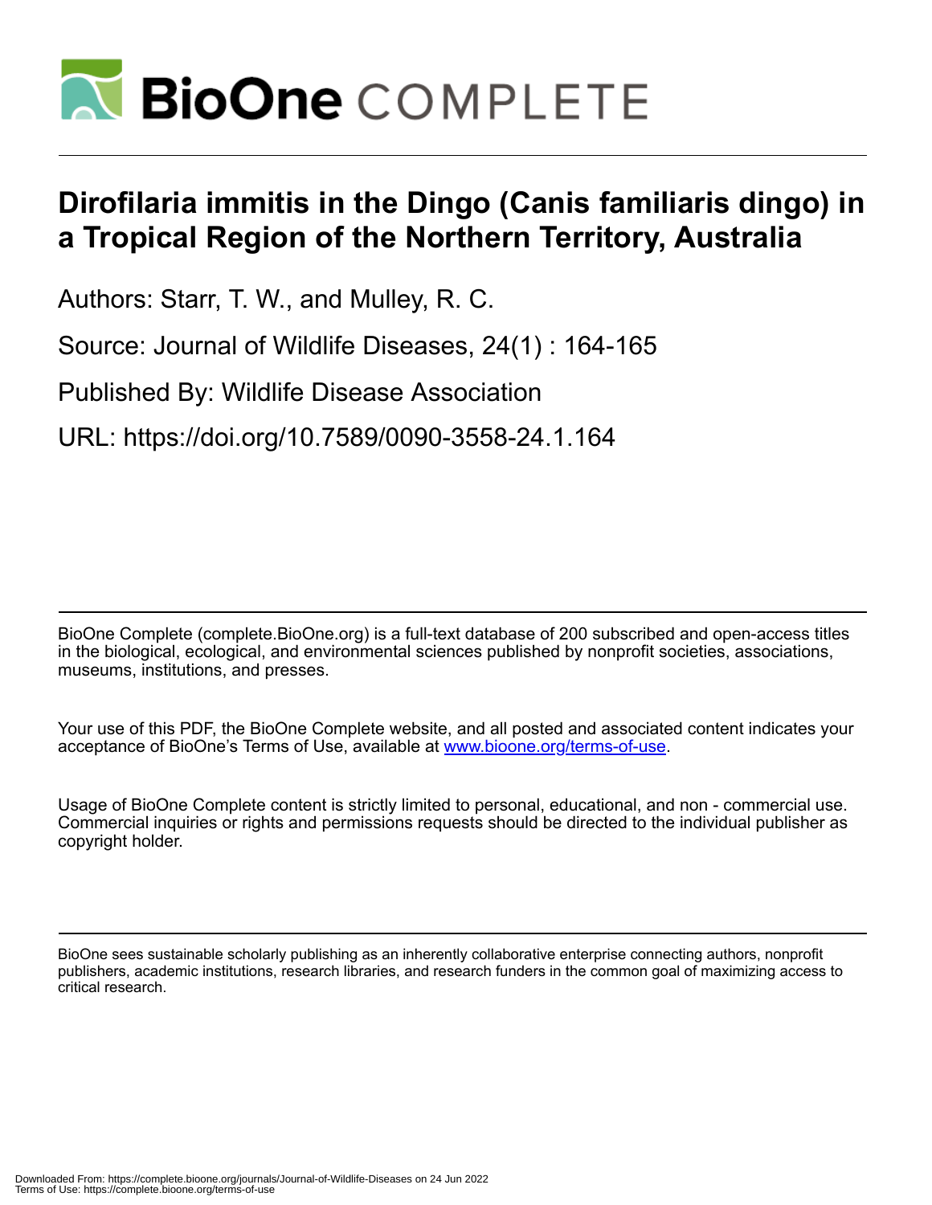# Dirofilaria immitis in the Dingo (Canis familiaris dingo) in a Tropical Region of the Northern Territory, Australia

Authors: Starr, T. W., and Mulley, R. C.

Source: Journal of Wildlife Diseases, 24(1) : 164-165

Published By: Wildlife Disease Association

URL: https://doi.org/10.7589/0090-3558-24.1.164

BioOne Complete (complete.BioOne.org) is a full-text database of 200 subscribed and open-access titles in the biological, ecological, and environmental sciences published by nonprofit societies, associations, museums, institutions, and presses.

Your use of this PDF, the BioOne Complete website, and all posted and associated content indicates your acceptance of BioOne's Terms of Use, available at www.bioone.org/terms-of-use.

Usage of BioOne Complete content is strictly limited to personal, educational, and non - commercial use. Commercial inquiries or rights and permissions requests should be directed to the individual publisher as copyright holder.

BioOne sees sustainable scholarly publishing as an inherently collaborative enterprise connecting authors, nonprofit publishers, academic institutions, research libraries, and research funders in the common goal of maximizing access to critical research.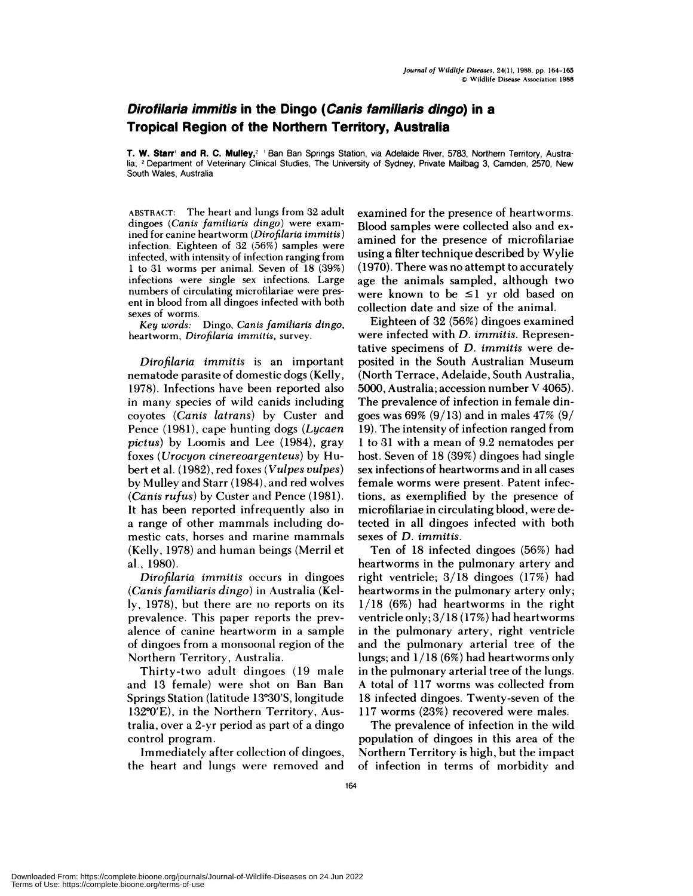# *Dirofilaria immitis* in the Dingo (*Canis familiaris dingo*) in a Tropical Region of the Northern Territory, Australia

**T. W. Starr**[1] **and R. C. Mulley,**[2] [1] Ban Ban Springs Station, via Adelaide River, 5783, Northern Territory, Australia; [2] Department of Veterinary Clinical Studies, The University of Sydney, Private Mailbag 3, Camden, 2570, New South Wales, Australia

ABSTRACT: The heart and lungs from 32 adult dingoes (*Canis familiaris dingo*) were examined for canine heartworm (*Dirofilaria immitis*) infection. Eighteen of 32 (56%) samples were infected, with intensity of infection ranging from 1 to 31 worms per animal. Seven of 18 (39%) infections were single sex infections. Large numbers of circulating microfilariae were present in blood from all dingoes infected with both sexes of worms.

*Key words:* Dingo, *Canis familiaris dingo*, heartworm, *Dirofilaria immitis*, survey.

*Dirofilaria immitis* is an important nematode parasite of domestic dogs (Kelly, 1978). Infections have been reported also in many species of wild canids including coyotes (*Canis latrans*) by Custer and Pence (1981), cape hunting dogs (*Lycaen pictus*) by Loomis and Lee (1984), gray foxes (*Urocyon cinereoargenteus*) by Hubert et al. (1982), red foxes (*Vulpes vulpes*) by Mulley and Starr (1984), and red wolves (*Canis rufus*) by Custer and Pence (1981). It has been reported infrequently also in a range of other mammals including domestic cats, horses and marine mammals (Kelly, 1978) and human beings (Merril et al., 1980).

*Dirofilaria immitis* occurs in dingoes (*Canis familiaris dingo*) in Australia (Kelly, 1978), but there are no reports on its prevalence. This paper reports the prevalence of canine heartworm in a sample of dingoes from a monsoonal region of the Northern Territory, Australia.

Thirty-two adult dingoes (19 male and 13 female) were shot on Ban Ban Springs Station (latitude 13°30′S, longitude 132°0′E), in the Northern Territory, Australia, over a 2-yr period as part of a dingo control program.

Immediately after collection of dingoes, the heart and lungs were removed and examined for the presence of heartworms. Blood samples were collected also and examined for the presence of microfilariae using a filter technique described by Wylie (1970). There was no attempt to accurately age the animals sampled, although two were known to be $\leq 1$ yr old based on collection date and size of the animal.

Eighteen of 32 (56%) dingoes examined were infected with *D. immitis*. Representative specimens of *D. immitis* were deposited in the South Australian Museum (North Terrace, Adelaide, South Australia, 5000, Australia; accession number V 4065). The prevalence of infection in female dingoes was 69% (9/13) and in males 47% (9/19). The intensity of infection ranged from 1 to 31 with a mean of 9.2 nematodes per host. Seven of 18 (39%) dingoes had single sex infections of heartworms and in all cases female worms were present. Patent infections, as exemplified by the presence of microfilariae in circulating blood, were detected in all dingoes infected with both sexes of *D. immitis*.

Ten of 18 infected dingoes (56%) had heartworms in the pulmonary artery and right ventricle; 3/18 dingoes (17%) had heartworms in the pulmonary artery only; 1/18 (6%) had heartworms in the right ventricle only; 3/18 (17%) had heartworms in the pulmonary artery, right ventricle and the pulmonary arterial tree of the lungs; and 1/18 (6%) had heartworms only in the pulmonary arterial tree of the lungs. A total of 117 worms was collected from 18 infected dingoes. Twenty-seven of the 117 worms (23%) recovered were males.

The prevalence of infection in the wild population of dingoes in this area of the Northern Territory is high, but the impact of infection in terms of morbidity and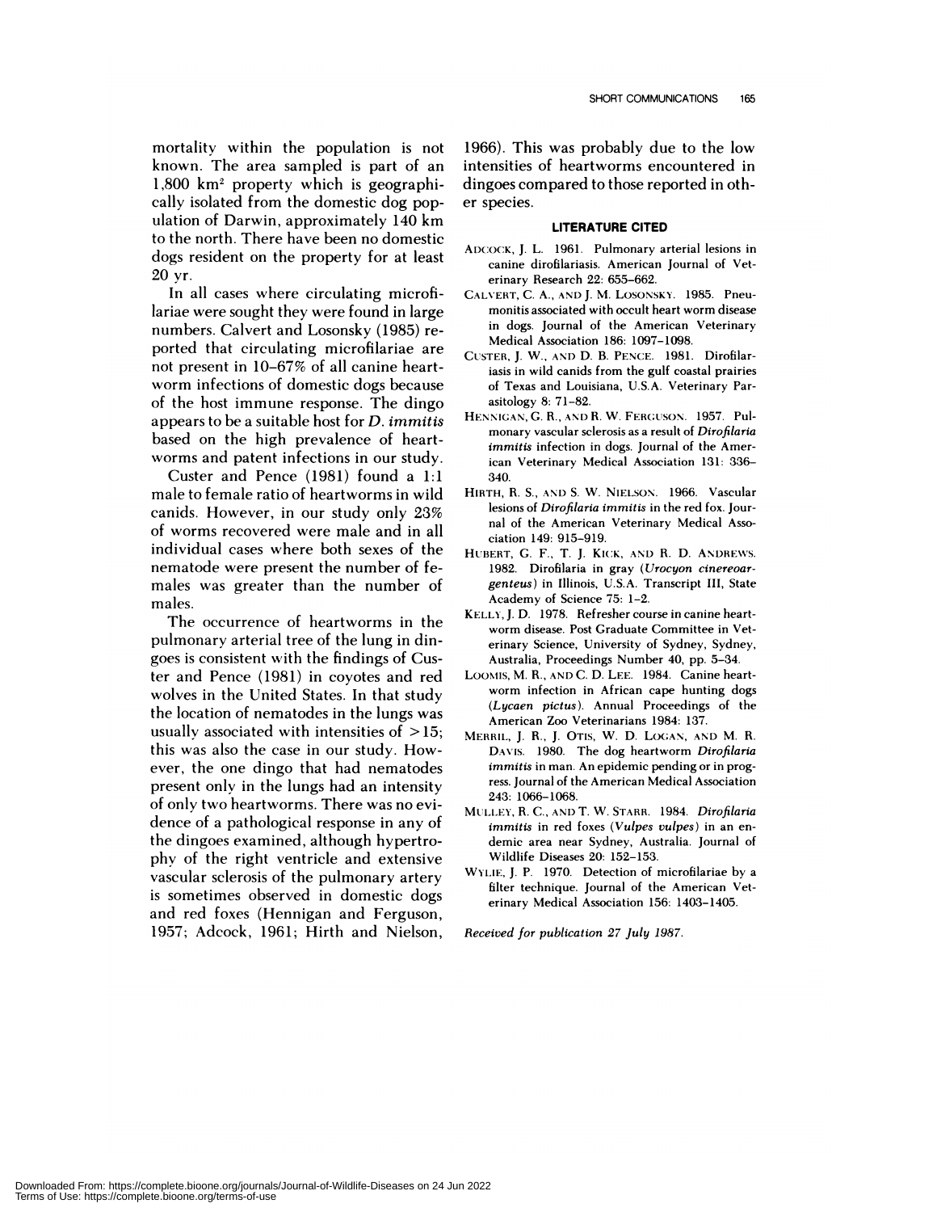mortality within the population is not known. The area sampled is part of an 1,800 km$^2$ property which is geographically isolated from the domestic dog population of Darwin, approximately 140 km to the north. There have been no domestic dogs resident on the property for at least 20 yr.

In all cases where circulating microfilariae were sought they were found in large numbers. Calvert and Losonsky (1985) reported that circulating microfilariae are not present in 10–67% of all canine heartworm infections of domestic dogs because of the host immune response. The dingo appears to be a suitable host for *D. immitis* based on the high prevalence of heartworms and patent infections in our study.

Custer and Pence (1981) found a 1:1 male to female ratio of heartworms in wild canids. However, in our study only 23% of worms recovered were male and in all individual cases where both sexes of the nematode were present the number of females was greater than the number of males.

The occurrence of heartworms in the pulmonary arterial tree of the lung in dingoes is consistent with the findings of Custer and Pence (1981) in coyotes and red wolves in the United States. In that study the location of nematodes in the lungs was usually associated with intensities of >15; this was also the case in our study. However, the one dingo that had nematodes present only in the lungs had an intensity of only two heartworms. There was no evidence of a pathological response in any of the dingoes examined, although hypertrophy of the right ventricle and extensive vascular sclerosis of the pulmonary artery is sometimes observed in domestic dogs and red foxes (Hennigan and Ferguson, 1957; Adcock, 1961; Hirth and Nielson, 1966). This was probably due to the low intensities of heartworms encountered in dingoes compared to those reported in other species.

## LITERATURE CITED

ADCOCK, J. L. 1961. Pulmonary arterial lesions in canine dirofilariasis. American Journal of Veterinary Research 22: 655–662.

CALVERT, C. A., AND J. M. LOSONSKY. 1985. Pneumonitis associated with occult heart worm disease in dogs. Journal of the American Veterinary Medical Association 186: 1097–1098.

CUSTER, J. W., AND D. B. PENCE. 1981. Dirofilariasis in wild canids from the gulf coastal prairies of Texas and Louisiana, U.S.A. Veterinary Parasitology 8: 71–82.

HENNIGAN, G. R., AND R. W. FERGUSON. 1957. Pulmonary vascular sclerosis as a result of *Dirofilaria immitis* infection in dogs. Journal of the American Veterinary Medical Association 131: 336–340.

HIRTH, R. S., AND S. W. NIELSON. 1966. Vascular lesions of *Dirofilaria immitis* in the red fox. Journal of the American Veterinary Medical Association 149: 915–919.

HUBERT, G. F., T. J. KICK, AND R. D. ANDREWS. 1982. Dirofilaria in gray (*Urocyon cinereoargenteus*) in Illinois, U.S.A. Transcript III, State Academy of Science 75: 1–2.

KELLY, J. D. 1978. Refresher course in canine heartworm disease. Post Graduate Committee in Veterinary Science, University of Sydney, Sydney, Australia, Proceedings Number 40, pp. 5–34.

LOOMIS, M. R., AND C. D. LEE. 1984. Canine heartworm infection in African cape hunting dogs (*Lycaen pictus*). Annual Proceedings of the American Zoo Veterinarians 1984: 137.

MERRIL, J. R., J. OTIS, W. D. LOGAN, AND M. R. DAVIS. 1980. The dog heartworm *Dirofilaria immitis* in man. An epidemic pending or in progress. Journal of the American Medical Association 243: 1066–1068.

MULLEY, R. C., AND T. W. STARR. 1984. *Dirofilaria immitis* in red foxes (*Vulpes vulpes*) in an endemic area near Sydney, Australia. Journal of Wildlife Diseases 20: 152–153.

WYLIE, J. P. 1970. Detection of microfilariae by a filter technique. Journal of the American Veterinary Medical Association 156: 1403–1405.

*Received for publication 27 July 1987.*